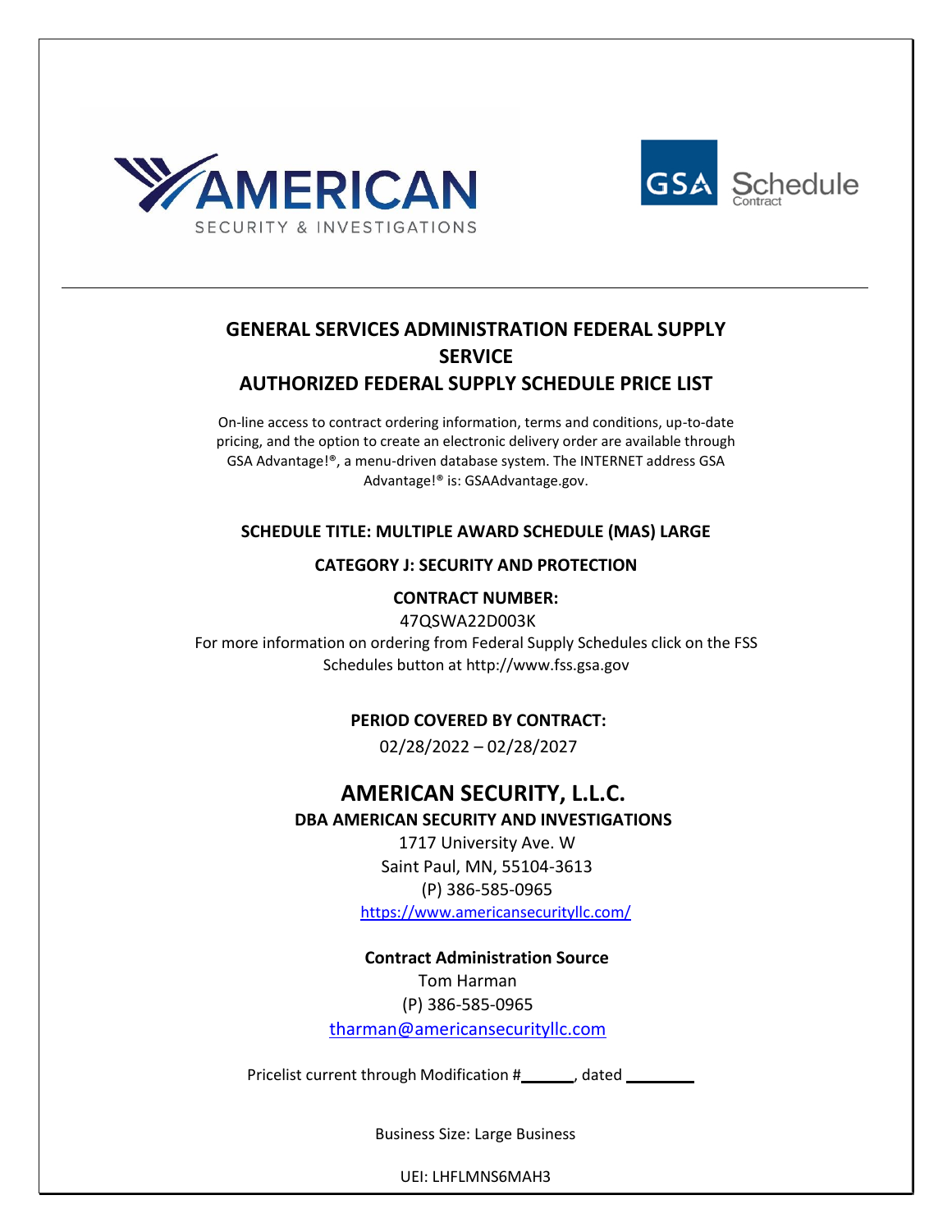# GENERAL SERVICES ADMINISTRATION FEDERAL SUPPLY SERVICE

# AUTHORIZED FEDERAL SUPPLY SCHEDULE PRICE LIST

On-line access to contract ordering information, terms and conditions, up-to-date pricing, and the option to create an electronic delivery order are available through GSA Advantage!®, a menu-driven database system. The INTERNET address GSA Advantage!® is: GSAAdvantage.gov.

**SCHEDULE TITLE: MULTIPLE AWARD SCHEDULE (MAS) LARGE**

**CATEGORY J: SECURITY AND PROTECTION**

**CONTRACT NUMBER:**

47QSWA22D003K

For more information on ordering from Federal Supply Schedules click on the FSS Schedules button at http://www.fss.gsa.gov

**PERIOD COVERED BY CONTRACT:**

02/28/2022 – 02/28/2027

## AMERICAN SECURITY, L.L.C.

**DBA AMERICAN SECURITY AND INVESTIGATIONS**

1717 University Ave. W

Saint Paul, MN, 55104-3613

(P) 386-585-0965

https://www.americansecurityllc.com/

**Contract Administration Source**

Tom Harman

(P) 386-585-0965

tharman@americansecurityllc.com

Pricelist current through Modification #\_\_\_\_\_\_, dated \_\_\_\_\_\_\_\_

Business Size: Large Business

UEI: LHFLMNS6MAH3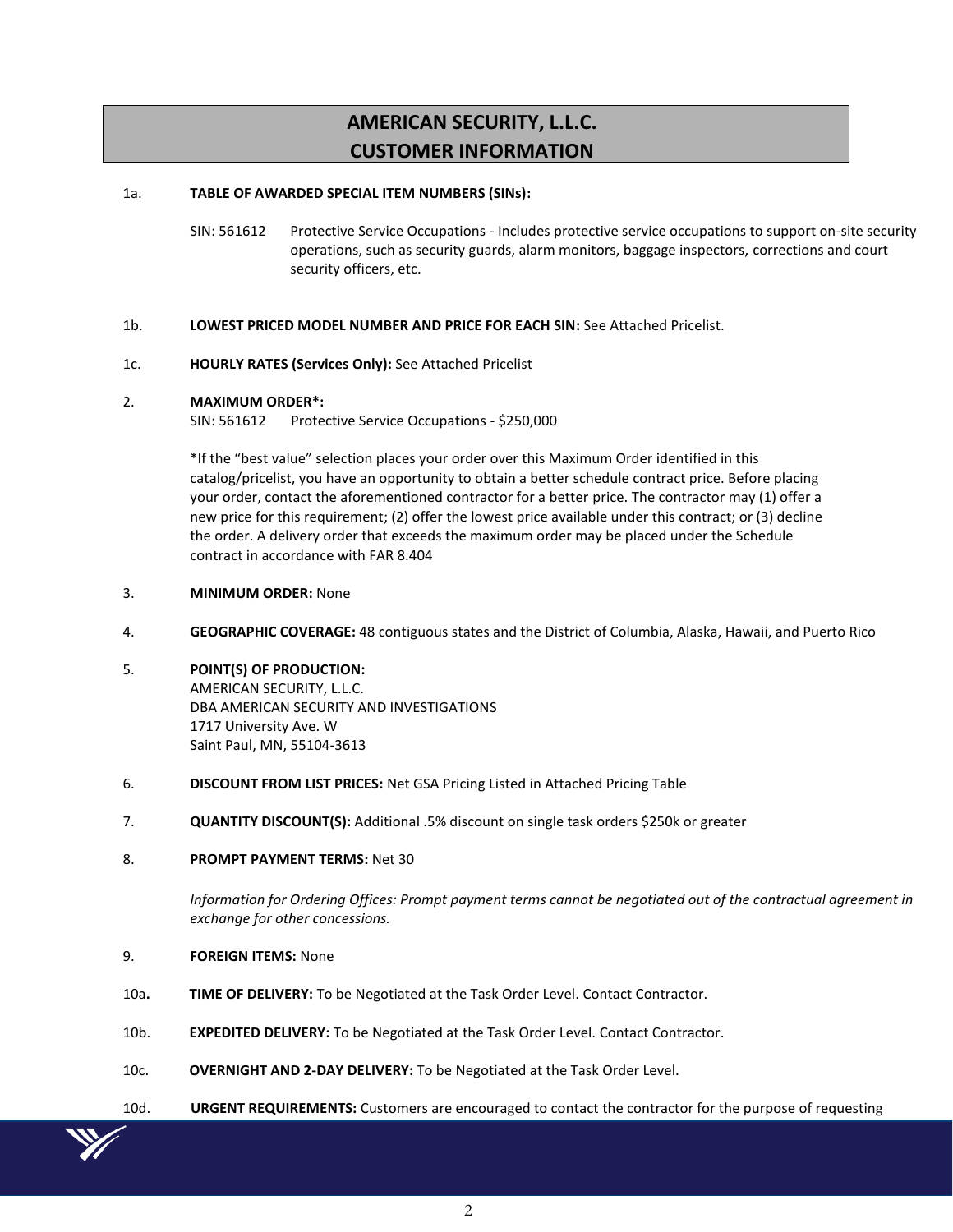# AMERICAN SECURITY, L.L.C.
# CUSTOMER INFORMATION

1a. **TABLE OF AWARDED SPECIAL ITEM NUMBERS (SINs):**

SIN: 561612 Protective Service Occupations - Includes protective service occupations to support on-site security operations, such as security guards, alarm monitors, baggage inspectors, corrections and court security officers, etc.

1b. **LOWEST PRICED MODEL NUMBER AND PRICE FOR EACH SIN:** See Attached Pricelist.

1c. **HOURLY RATES (Services Only):** See Attached Pricelist

2. **MAXIMUM ORDER*:**
SIN: 561612 Protective Service Occupations - $250,000

*If the "best value" selection places your order over this Maximum Order identified in this catalog/pricelist, you have an opportunity to obtain a better schedule contract price. Before placing your order, contact the aforementioned contractor for a better price. The contractor may (1) offer a new price for this requirement; (2) offer the lowest price available under this contract; or (3) decline the order. A delivery order that exceeds the maximum order may be placed under the Schedule contract in accordance with FAR 8.404

3. **MINIMUM ORDER:** None

4. **GEOGRAPHIC COVERAGE:** 48 contiguous states and the District of Columbia, Alaska, Hawaii, and Puerto Rico

5. **POINT(S) OF PRODUCTION:**
AMERICAN SECURITY, L.L.C.
DBA AMERICAN SECURITY AND INVESTIGATIONS
1717 University Ave. W
Saint Paul, MN, 55104-3613

6. **DISCOUNT FROM LIST PRICES:** Net GSA Pricing Listed in Attached Pricing Table

7. **QUANTITY DISCOUNT(S):** Additional .5% discount on single task orders $250k or greater

8. **PROMPT PAYMENT TERMS:** Net 30

*Information for Ordering Offices: Prompt payment terms cannot be negotiated out of the contractual agreement in exchange for other concessions.*

9. **FOREIGN ITEMS:** None

10a. **TIME OF DELIVERY:** To be Negotiated at the Task Order Level. Contact Contractor.

10b. **EXPEDITED DELIVERY:** To be Negotiated at the Task Order Level. Contact Contractor.

10c. **OVERNIGHT AND 2-DAY DELIVERY:** To be Negotiated at the Task Order Level.

10d. **URGENT REQUIREMENTS:** Customers are encouraged to contact the contractor for the purpose of requesting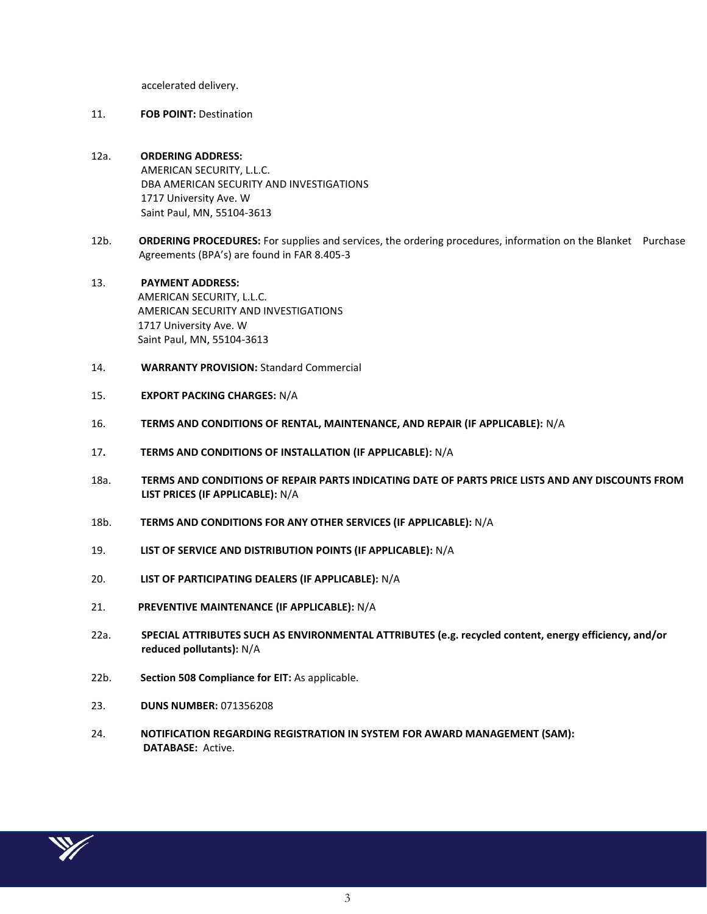accelerated delivery.

11. **FOB POINT:** Destination

12a. **ORDERING ADDRESS:**
AMERICAN SECURITY, L.L.C.
DBA AMERICAN SECURITY AND INVESTIGATIONS
1717 University Ave. W
Saint Paul, MN, 55104-3613

12b. **ORDERING PROCEDURES:** For supplies and services, the ordering procedures, information on the Blanket Purchase Agreements (BPA's) are found in FAR 8.405-3

13. **PAYMENT ADDRESS:**
AMERICAN SECURITY, L.L.C.
AMERICAN SECURITY AND INVESTIGATIONS
1717 University Ave. W
Saint Paul, MN, 55104-3613

14. **WARRANTY PROVISION:** Standard Commercial

15. **EXPORT PACKING CHARGES:** N/A

16. **TERMS AND CONDITIONS OF RENTAL, MAINTENANCE, AND REPAIR (IF APPLICABLE):** N/A

17. **TERMS AND CONDITIONS OF INSTALLATION (IF APPLICABLE):** N/A

18a. **TERMS AND CONDITIONS OF REPAIR PARTS INDICATING DATE OF PARTS PRICE LISTS AND ANY DISCOUNTS FROM LIST PRICES (IF APPLICABLE):** N/A

18b. **TERMS AND CONDITIONS FOR ANY OTHER SERVICES (IF APPLICABLE):** N/A

19. **LIST OF SERVICE AND DISTRIBUTION POINTS (IF APPLICABLE):** N/A

20. **LIST OF PARTICIPATING DEALERS (IF APPLICABLE):** N/A

21. **PREVENTIVE MAINTENANCE (IF APPLICABLE):** N/A

22a. **SPECIAL ATTRIBUTES SUCH AS ENVIRONMENTAL ATTRIBUTES (e.g. recycled content, energy efficiency, and/or reduced pollutants):** N/A

22b. **Section 508 Compliance for EIT:** As applicable.

23. **DUNS NUMBER:** 071356208

24. **NOTIFICATION REGARDING REGISTRATION IN SYSTEM FOR AWARD MANAGEMENT (SAM): DATABASE:** Active.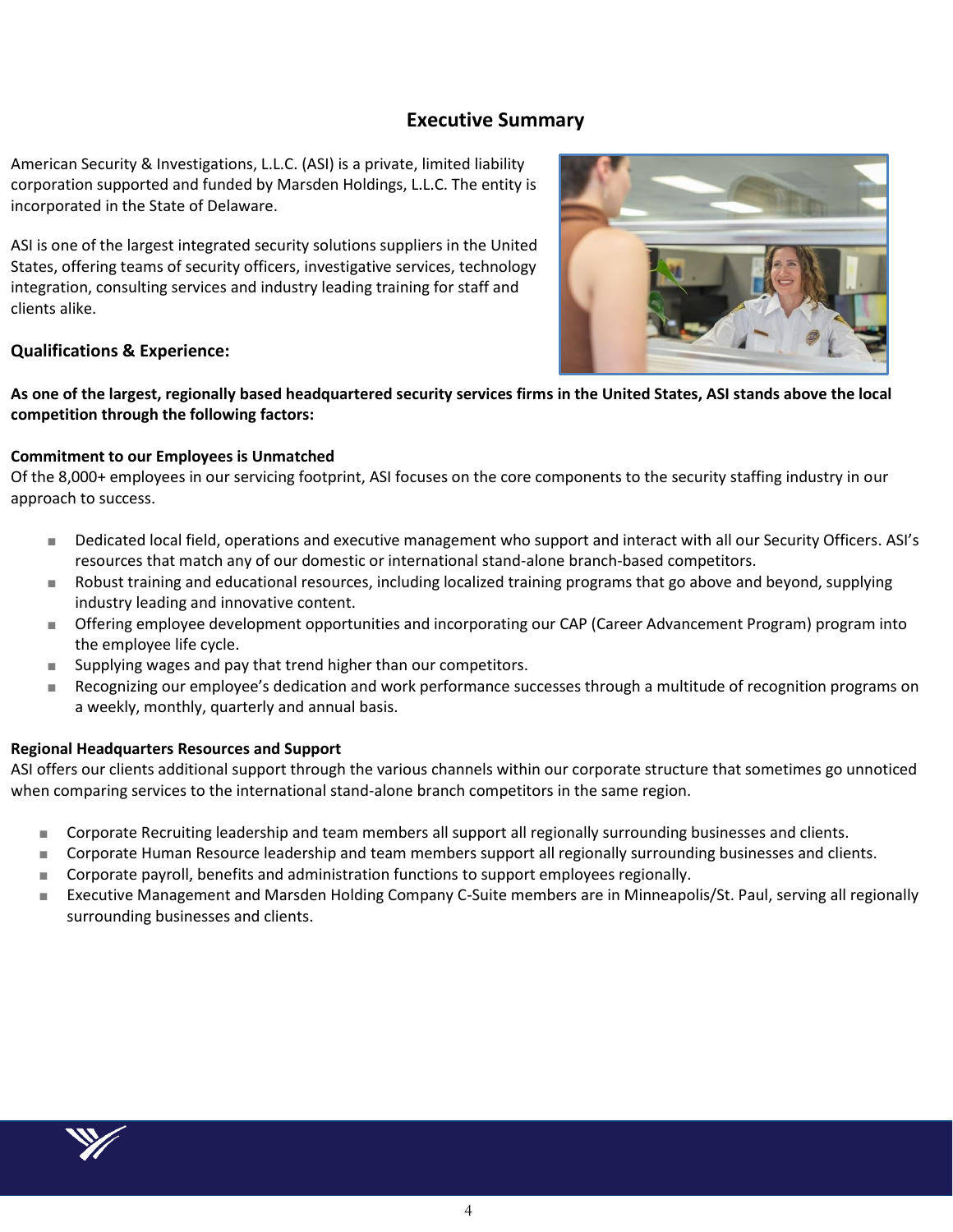## Executive Summary

American Security & Investigations, L.L.C. (ASI) is a private, limited liability corporation supported and funded by Marsden Holdings, L.L.C. The entity is incorporated in the State of Delaware.

ASI is one of the largest integrated security solutions suppliers in the United States, offering teams of security officers, investigative services, technology integration, consulting services and industry leading training for staff and clients alike.

### Qualifications & Experience:

**As one of the largest, regionally based headquartered security services firms in the United States, ASI stands above the local competition through the following factors:**

**Commitment to our Employees is Unmatched**

Of the 8,000+ employees in our servicing footprint, ASI focuses on the core components to the security staffing industry in our approach to success.

- Dedicated local field, operations and executive management who support and interact with all our Security Officers. ASI's resources that match any of our domestic or international stand-alone branch-based competitors.
- Robust training and educational resources, including localized training programs that go above and beyond, supplying industry leading and innovative content.
- Offering employee development opportunities and incorporating our CAP (Career Advancement Program) program into the employee life cycle.
- Supplying wages and pay that trend higher than our competitors.
- Recognizing our employee's dedication and work performance successes through a multitude of recognition programs on a weekly, monthly, quarterly and annual basis.

**Regional Headquarters Resources and Support**

ASI offers our clients additional support through the various channels within our corporate structure that sometimes go unnoticed when comparing services to the international stand-alone branch competitors in the same region.

- Corporate Recruiting leadership and team members all support all regionally surrounding businesses and clients.
- Corporate Human Resource leadership and team members support all regionally surrounding businesses and clients.
- Corporate payroll, benefits and administration functions to support employees regionally.
- Executive Management and Marsden Holding Company C-Suite members are in Minneapolis/St. Paul, serving all regionally surrounding businesses and clients.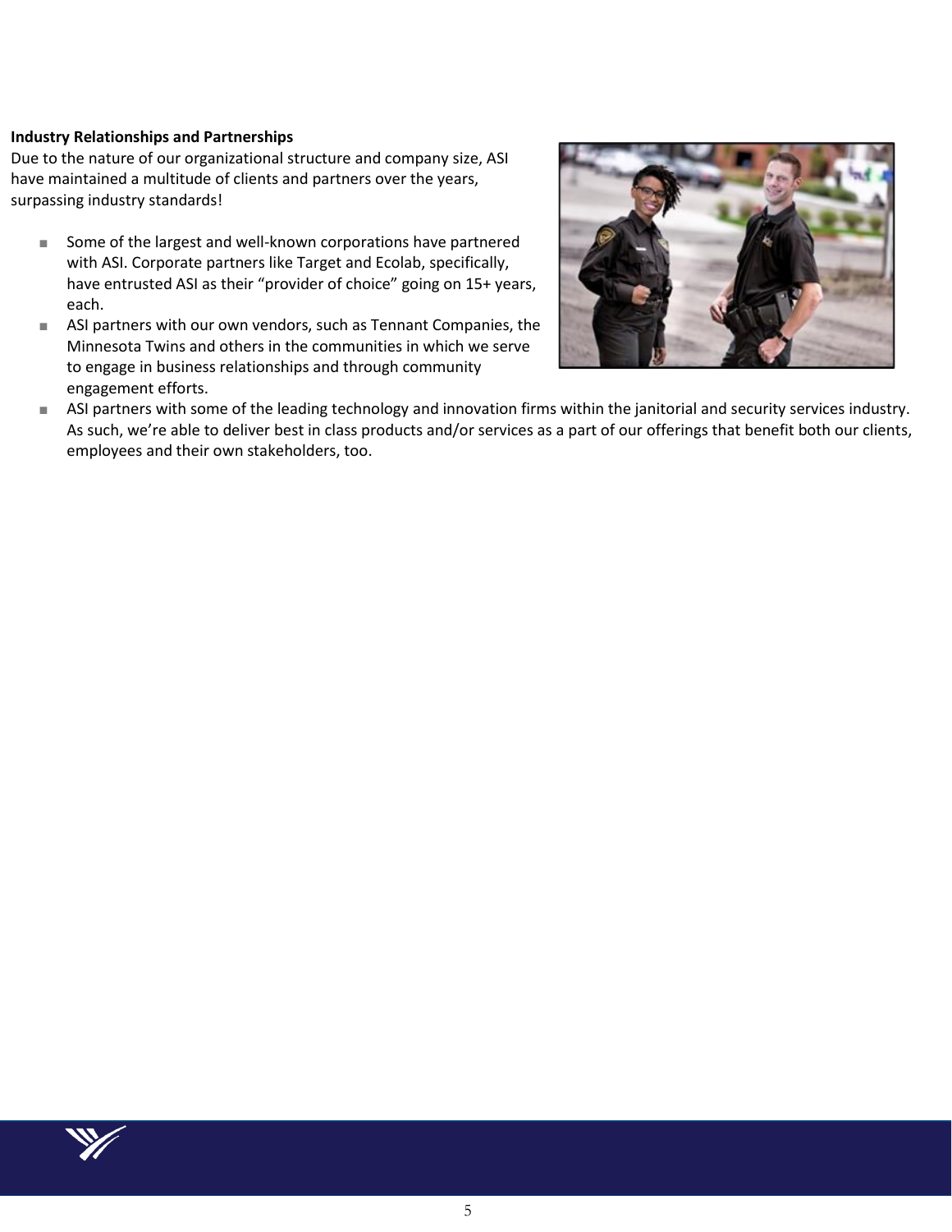**Industry Relationships and Partnerships**

Due to the nature of our organizational structure and company size, ASI have maintained a multitude of clients and partners over the years, surpassing industry standards!

- Some of the largest and well-known corporations have partnered with ASI. Corporate partners like Target and Ecolab, specifically, have entrusted ASI as their “provider of choice” going on 15+ years, each.
- ASI partners with our own vendors, such as Tennant Companies, the Minnesota Twins and others in the communities in which we serve to engage in business relationships and through community engagement efforts.
- ASI partners with some of the leading technology and innovation firms within the janitorial and security services industry. As such, we’re able to deliver best in class products and/or services as a part of our offerings that benefit both our clients, employees and their own stakeholders, too.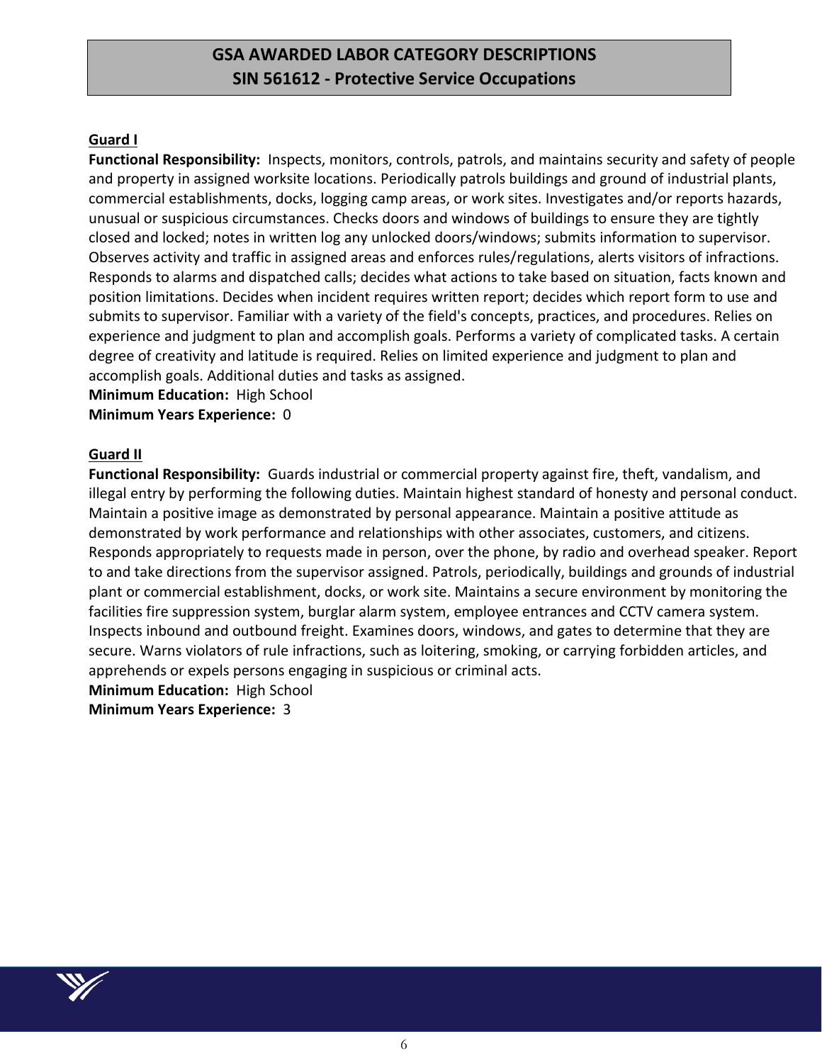# GSA AWARDED LABOR CATEGORY DESCRIPTIONS
## SIN 561612 - Protective Service Occupations

### Guard I

**Functional Responsibility:** Inspects, monitors, controls, patrols, and maintains security and safety of people and property in assigned worksite locations. Periodically patrols buildings and ground of industrial plants, commercial establishments, docks, logging camp areas, or work sites. Investigates and/or reports hazards, unusual or suspicious circumstances. Checks doors and windows of buildings to ensure they are tightly closed and locked; notes in written log any unlocked doors/windows; submits information to supervisor. Observes activity and traffic in assigned areas and enforces rules/regulations, alerts visitors of infractions. Responds to alarms and dispatched calls; decides what actions to take based on situation, facts known and position limitations. Decides when incident requires written report; decides which report form to use and submits to supervisor. Familiar with a variety of the field's concepts, practices, and procedures. Relies on experience and judgment to plan and accomplish goals. Performs a variety of complicated tasks. A certain degree of creativity and latitude is required. Relies on limited experience and judgment to plan and accomplish goals. Additional duties and tasks as assigned.

**Minimum Education:** High School

**Minimum Years Experience:** 0

### Guard II

**Functional Responsibility:** Guards industrial or commercial property against fire, theft, vandalism, and illegal entry by performing the following duties. Maintain highest standard of honesty and personal conduct. Maintain a positive image as demonstrated by personal appearance. Maintain a positive attitude as demonstrated by work performance and relationships with other associates, customers, and citizens. Responds appropriately to requests made in person, over the phone, by radio and overhead speaker. Report to and take directions from the supervisor assigned. Patrols, periodically, buildings and grounds of industrial plant or commercial establishment, docks, or work site. Maintains a secure environment by monitoring the facilities fire suppression system, burglar alarm system, employee entrances and CCTV camera system. Inspects inbound and outbound freight. Examines doors, windows, and gates to determine that they are secure. Warns violators of rule infractions, such as loitering, smoking, or carrying forbidden articles, and apprehends or expels persons engaging in suspicious or criminal acts.

**Minimum Education:** High School

**Minimum Years Experience:** 3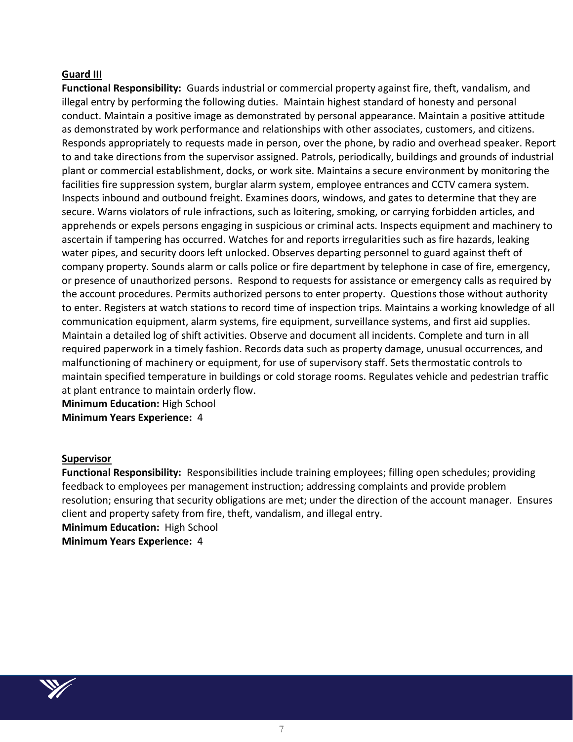**Guard III**

**Functional Responsibility:** Guards industrial or commercial property against fire, theft, vandalism, and illegal entry by performing the following duties. Maintain highest standard of honesty and personal conduct. Maintain a positive image as demonstrated by personal appearance. Maintain a positive attitude as demonstrated by work performance and relationships with other associates, customers, and citizens. Responds appropriately to requests made in person, over the phone, by radio and overhead speaker. Report to and take directions from the supervisor assigned. Patrols, periodically, buildings and grounds of industrial plant or commercial establishment, docks, or work site. Maintains a secure environment by monitoring the facilities fire suppression system, burglar alarm system, employee entrances and CCTV camera system. Inspects inbound and outbound freight. Examines doors, windows, and gates to determine that they are secure. Warns violators of rule infractions, such as loitering, smoking, or carrying forbidden articles, and apprehends or expels persons engaging in suspicious or criminal acts. Inspects equipment and machinery to ascertain if tampering has occurred. Watches for and reports irregularities such as fire hazards, leaking water pipes, and security doors left unlocked. Observes departing personnel to guard against theft of company property. Sounds alarm or calls police or fire department by telephone in case of fire, emergency, or presence of unauthorized persons. Respond to requests for assistance or emergency calls as required by the account procedures. Permits authorized persons to enter property. Questions those without authority to enter. Registers at watch stations to record time of inspection trips. Maintains a working knowledge of all communication equipment, alarm systems, fire equipment, surveillance systems, and first aid supplies. Maintain a detailed log of shift activities. Observe and document all incidents. Complete and turn in all required paperwork in a timely fashion. Records data such as property damage, unusual occurrences, and malfunctioning of machinery or equipment, for use of supervisory staff. Sets thermostatic controls to maintain specified temperature in buildings or cold storage rooms. Regulates vehicle and pedestrian traffic at plant entrance to maintain orderly flow.

**Minimum Education:** High School

**Minimum Years Experience:** 4

**Supervisor**

**Functional Responsibility:** Responsibilities include training employees; filling open schedules; providing feedback to employees per management instruction; addressing complaints and provide problem resolution; ensuring that security obligations are met; under the direction of the account manager. Ensures client and property safety from fire, theft, vandalism, and illegal entry.

**Minimum Education:** High School

**Minimum Years Experience:** 4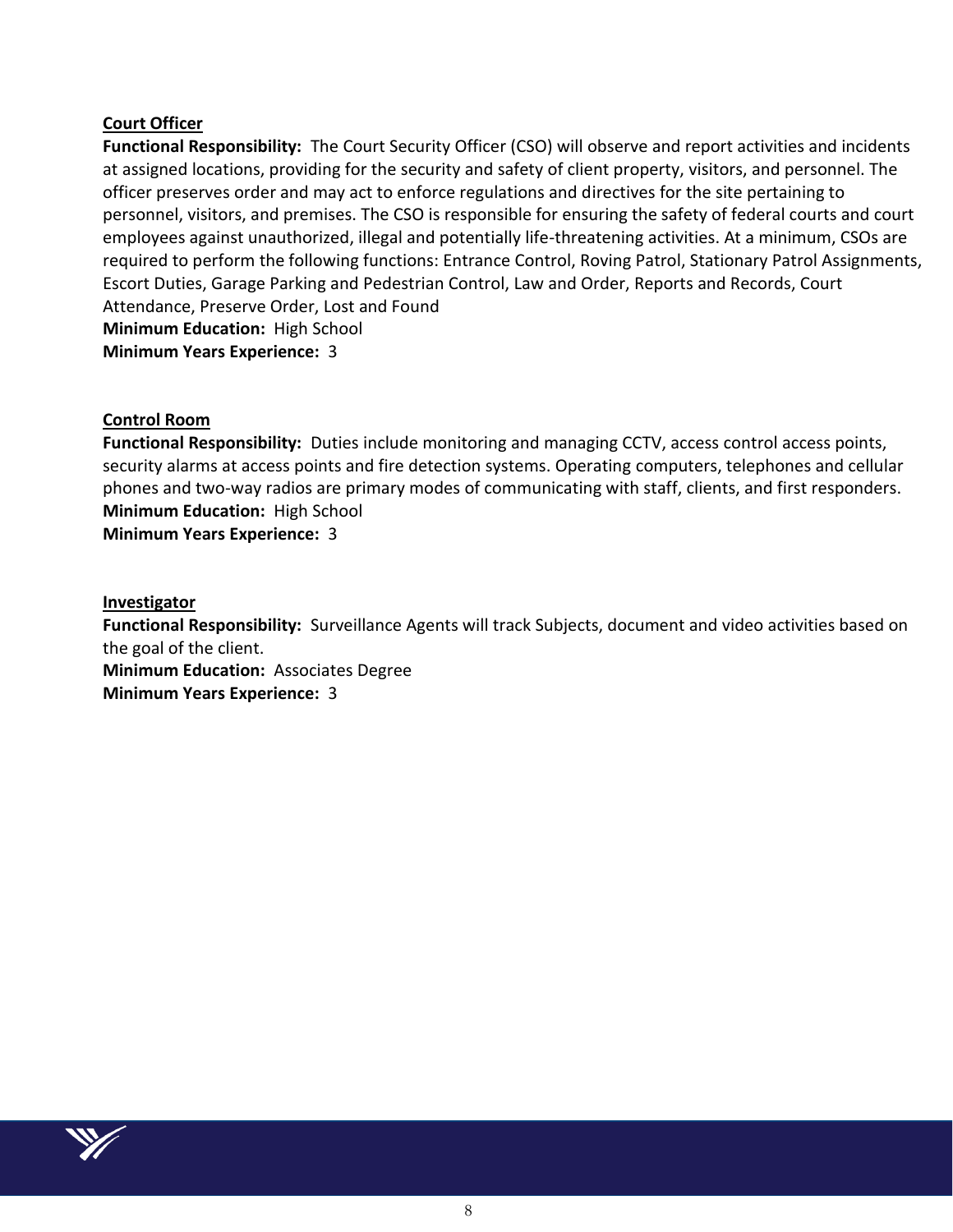**Court Officer**

**Functional Responsibility:** The Court Security Officer (CSO) will observe and report activities and incidents at assigned locations, providing for the security and safety of client property, visitors, and personnel. The officer preserves order and may act to enforce regulations and directives for the site pertaining to personnel, visitors, and premises. The CSO is responsible for ensuring the safety of federal courts and court employees against unauthorized, illegal and potentially life-threatening activities. At a minimum, CSOs are required to perform the following functions: Entrance Control, Roving Patrol, Stationary Patrol Assignments, Escort Duties, Garage Parking and Pedestrian Control, Law and Order, Reports and Records, Court Attendance, Preserve Order, Lost and Found

**Minimum Education:** High School

**Minimum Years Experience:** 3

**Control Room**

**Functional Responsibility:** Duties include monitoring and managing CCTV, access control access points, security alarms at access points and fire detection systems. Operating computers, telephones and cellular phones and two-way radios are primary modes of communicating with staff, clients, and first responders.

**Minimum Education:** High School

**Minimum Years Experience:** 3

**Investigator**

**Functional Responsibility:** Surveillance Agents will track Subjects, document and video activities based on the goal of the client.

**Minimum Education:** Associates Degree

**Minimum Years Experience:** 3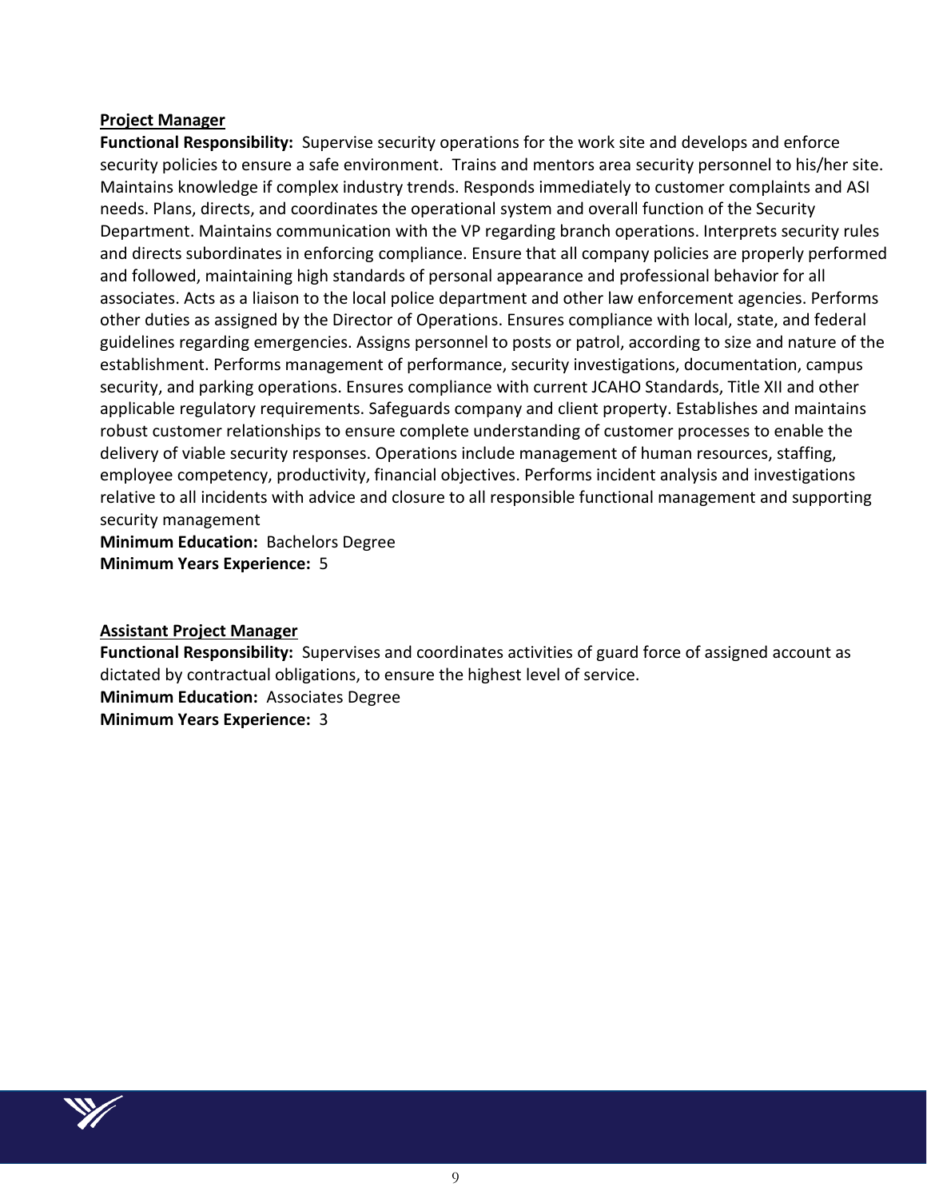**<u>Project Manager</u>**

**Functional Responsibility:** Supervise security operations for the work site and develops and enforce security policies to ensure a safe environment. Trains and mentors area security personnel to his/her site. Maintains knowledge if complex industry trends. Responds immediately to customer complaints and ASI needs. Plans, directs, and coordinates the operational system and overall function of the Security Department. Maintains communication with the VP regarding branch operations. Interprets security rules and directs subordinates in enforcing compliance. Ensure that all company policies are properly performed and followed, maintaining high standards of personal appearance and professional behavior for all associates. Acts as a liaison to the local police department and other law enforcement agencies. Performs other duties as assigned by the Director of Operations. Ensures compliance with local, state, and federal guidelines regarding emergencies. Assigns personnel to posts or patrol, according to size and nature of the establishment. Performs management of performance, security investigations, documentation, campus security, and parking operations. Ensures compliance with current JCAHO Standards, Title XII and other applicable regulatory requirements. Safeguards company and client property. Establishes and maintains robust customer relationships to ensure complete understanding of customer processes to enable the delivery of viable security responses. Operations include management of human resources, staffing, employee competency, productivity, financial objectives. Performs incident analysis and investigations relative to all incidents with advice and closure to all responsible functional management and supporting security management

**Minimum Education:** Bachelors Degree

**Minimum Years Experience:** 5

**<u>Assistant Project Manager</u>**

**Functional Responsibility:** Supervises and coordinates activities of guard force of assigned account as dictated by contractual obligations, to ensure the highest level of service.

**Minimum Education:** Associates Degree

**Minimum Years Experience:** 3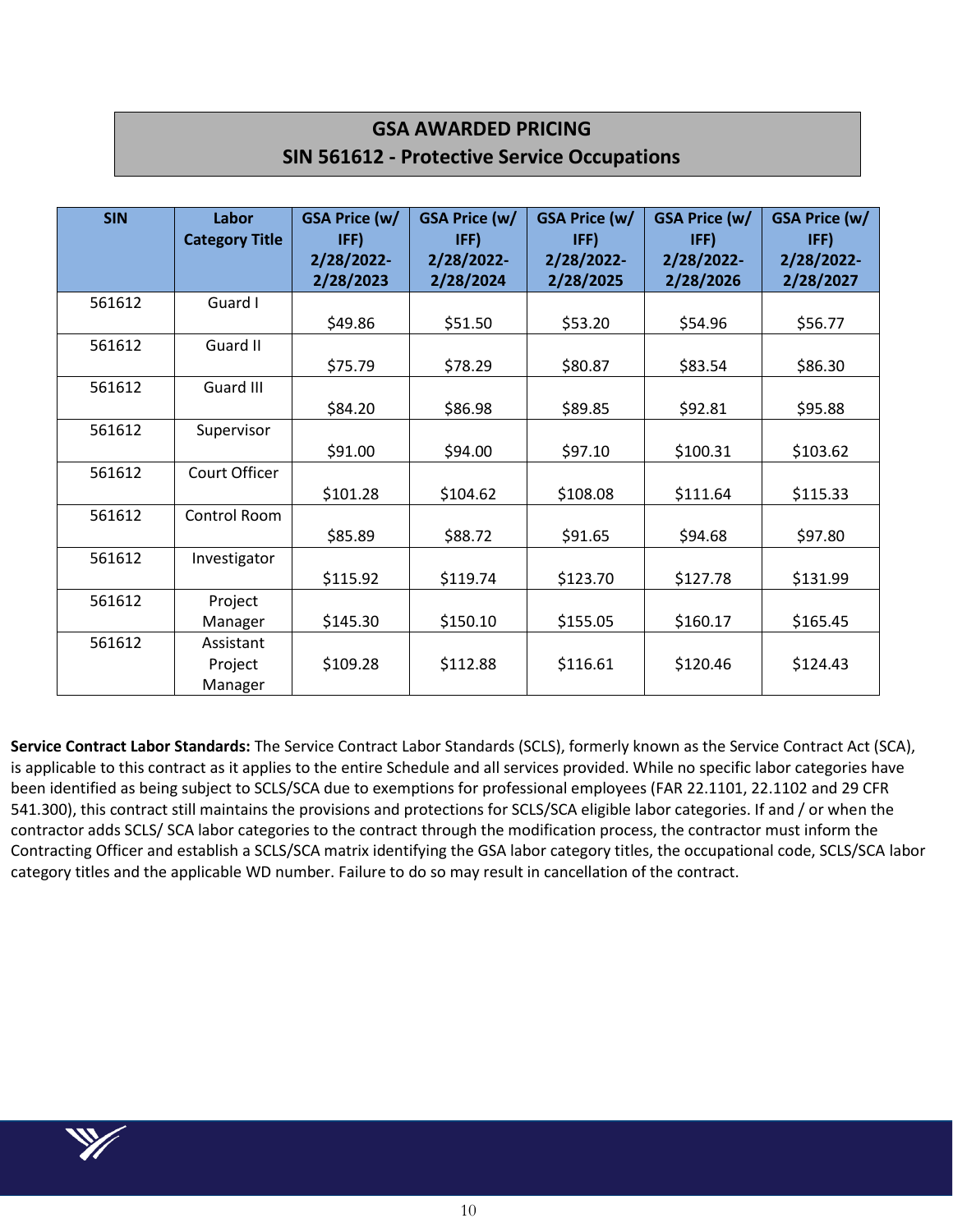## GSA AWARDED PRICING
## SIN 561612 - Protective Service Occupations

| SIN | Labor Category Title | GSA Price (w/ IFF) 2/28/2022-2/28/2023 | GSA Price (w/ IFF) 2/28/2022-2/28/2024 | GSA Price (w/ IFF) 2/28/2022-2/28/2025 | GSA Price (w/ IFF) 2/28/2022-2/28/2026 | GSA Price (w/ IFF) 2/28/2022-2/28/2027 |
|---|---|---|---|---|---|---|
| 561612 | Guard I | $49.86 | $51.50 | $53.20 | $54.96 | $56.77 |
| 561612 | Guard II | $75.79 | $78.29 | $80.87 | $83.54 | $86.30 |
| 561612 | Guard III | $84.20 | $86.98 | $89.85 | $92.81 | $95.88 |
| 561612 | Supervisor | $91.00 | $94.00 | $97.10 | $100.31 | $103.62 |
| 561612 | Court Officer | $101.28 | $104.62 | $108.08 | $111.64 | $115.33 |
| 561612 | Control Room | $85.89 | $88.72 | $91.65 | $94.68 | $97.80 |
| 561612 | Investigator | $115.92 | $119.74 | $123.70 | $127.78 | $131.99 |
| 561612 | Project Manager | $145.30 | $150.10 | $155.05 | $160.17 | $165.45 |
| 561612 | Assistant Project Manager | $109.28 | $112.88 | $116.61 | $120.46 | $124.43 |

**Service Contract Labor Standards:** The Service Contract Labor Standards (SCLS), formerly known as the Service Contract Act (SCA), is applicable to this contract as it applies to the entire Schedule and all services provided. While no specific labor categories have been identified as being subject to SCLS/SCA due to exemptions for professional employees (FAR 22.1101, 22.1102 and 29 CFR 541.300), this contract still maintains the provisions and protections for SCLS/SCA eligible labor categories. If and / or when the contractor adds SCLS/ SCA labor categories to the contract through the modification process, the contractor must inform the Contracting Officer and establish a SCLS/SCA matrix identifying the GSA labor category titles, the occupational code, SCLS/SCA labor category titles and the applicable WD number. Failure to do so may result in cancellation of the contract.